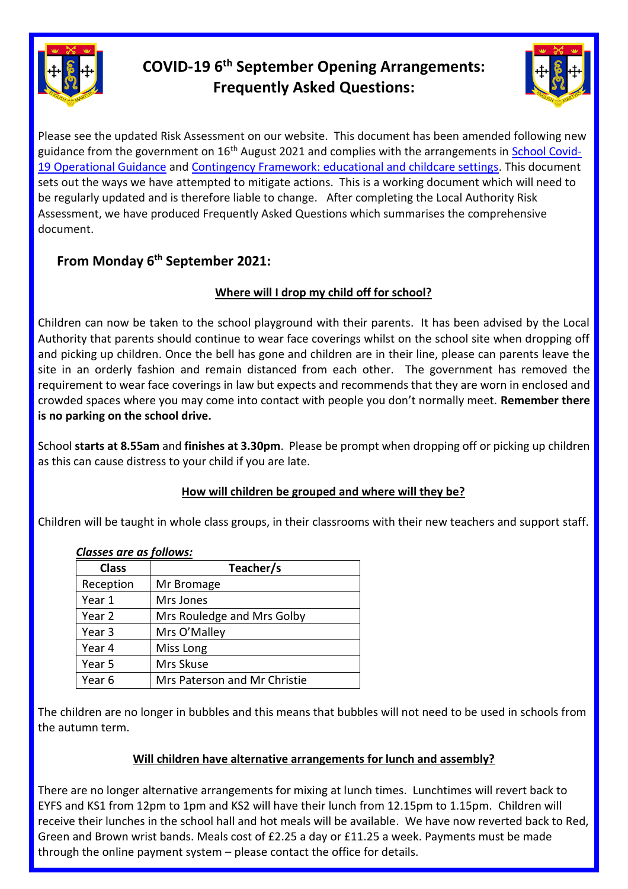# COVID-19 6th September Opening Arrangements: Frequently Asked Questions:

Please see the updated Risk Assessment on our website. This document has been amended following new guidance from the government on 16th August 2021 and complies with the arrangements in School Covid-19 Operational Guidance and Contingency Framework: educational and childcare settings. This document sets out the ways we have attempted to mitigate actions. This is a working document which will need to be regularly updated and is therefore liable to change. After completing the Local Authority Risk Assessment, we have produced Frequently Asked Questions which summarises the comprehensive document.

## From Monday 6th September 2021:

### Where will I drop my child off for school?

Children can now be taken to the school playground with their parents. It has been advised by the Local Authority that parents should continue to wear face coverings whilst on the school site when dropping off and picking up children. Once the bell has gone and children are in their line, please can parents leave the site in an orderly fashion and remain distanced from each other. The government has removed the requirement to wear face coverings in law but expects and recommends that they are worn in enclosed and crowded spaces where you may come into contact with people you don't normally meet. **Remember there is no parking on the school drive.**

School **starts at 8.55am** and **finishes at 3.30pm**. Please be prompt when dropping off or picking up children as this can cause distress to your child if you are late.

### How will children be grouped and where will they be?

Children will be taught in whole class groups, in their classrooms with their new teachers and support staff.

***Classes are as follows:***

| Class | Teacher/s |
|---|---|
| Reception | Mr Bromage |
| Year 1 | Mrs Jones |
| Year 2 | Mrs Rouledge and Mrs Golby |
| Year 3 | Mrs O'Malley |
| Year 4 | Miss Long |
| Year 5 | Mrs Skuse |
| Year 6 | Mrs Paterson and Mr Christie |

The children are no longer in bubbles and this means that bubbles will not need to be used in schools from the autumn term.

### Will children have alternative arrangements for lunch and assembly?

There are no longer alternative arrangements for mixing at lunch times. Lunchtimes will revert back to EYFS and KS1 from 12pm to 1pm and KS2 will have their lunch from 12.15pm to 1.15pm. Children will receive their lunches in the school hall and hot meals will be available. We have now reverted back to Red, Green and Brown wrist bands. Meals cost of £2.25 a day or £11.25 a week. Payments must be made through the online payment system – please contact the office for details.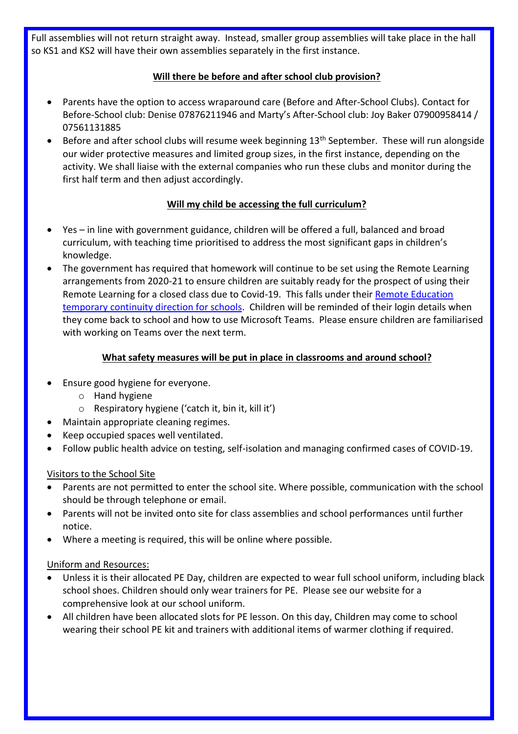Full assemblies will not return straight away. Instead, smaller group assemblies will take place in the hall so KS1 and KS2 will have their own assemblies separately in the first instance.

## Will there be before and after school club provision?

- Parents have the option to access wraparound care (Before and After-School Clubs). Contact for Before-School club: Denise 07876211946 and Marty's After-School club: Joy Baker 07900958414 / 07561131885
- Before and after school clubs will resume week beginning 13th September. These will run alongside our wider protective measures and limited group sizes, in the first instance, depending on the activity. We shall liaise with the external companies who run these clubs and monitor during the first half term and then adjust accordingly.

## Will my child be accessing the full curriculum?

- Yes – in line with government guidance, children will be offered a full, balanced and broad curriculum, with teaching time prioritised to address the most significant gaps in children's knowledge.
- The government has required that homework will continue to be set using the Remote Learning arrangements from 2020-21 to ensure children are suitably ready for the prospect of using their Remote Learning for a closed class due to Covid-19. This falls under their Remote Education temporary continuity direction for schools. Children will be reminded of their login details when they come back to school and how to use Microsoft Teams. Please ensure children are familiarised with working on Teams over the next term.

## What safety measures will be put in place in classrooms and around school?

- Ensure good hygiene for everyone.
  - Hand hygiene
  - Respiratory hygiene ('catch it, bin it, kill it')
- Maintain appropriate cleaning regimes.
- Keep occupied spaces well ventilated.
- Follow public health advice on testing, self-isolation and managing confirmed cases of COVID-19.

### Visitors to the School Site

- Parents are not permitted to enter the school site. Where possible, communication with the school should be through telephone or email.
- Parents will not be invited onto site for class assemblies and school performances until further notice.
- Where a meeting is required, this will be online where possible.

### Uniform and Resources:

- Unless it is their allocated PE Day, children are expected to wear full school uniform, including black school shoes. Children should only wear trainers for PE. Please see our website for a comprehensive look at our school uniform.
- All children have been allocated slots for PE lesson. On this day, Children may come to school wearing their school PE kit and trainers with additional items of warmer clothing if required.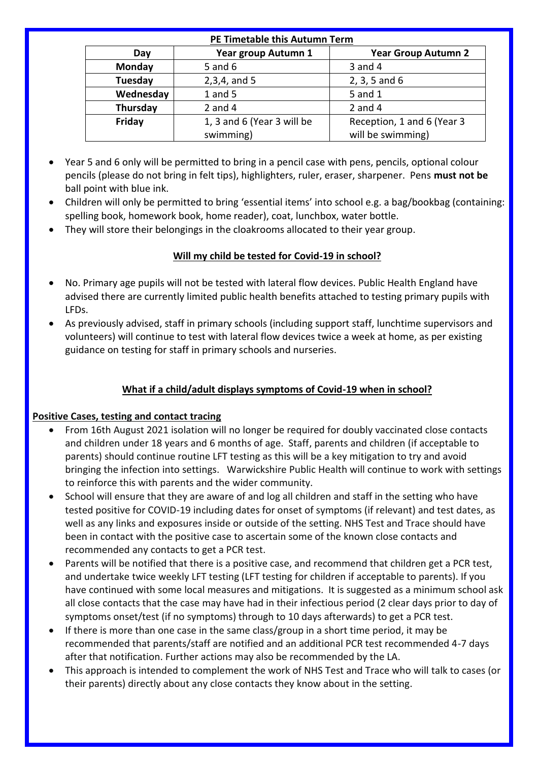**PE Timetable this Autumn Term**

| Day | Year group Autumn 1 | Year Group Autumn 2 |
| --- | --- | --- |
| **Monday** | 5 and 6 | 3 and 4 |
| **Tuesday** | 2,3,4, and 5 | 2, 3, 5 and 6 |
| **Wednesday** | 1 and 5 | 5 and 1 |
| **Thursday** | 2 and 4 | 2 and 4 |
| **Friday** | 1, 3 and 6 (Year 3 will be swimming) | Reception, 1 and 6 (Year 3 will be swimming) |

- Year 5 and 6 only will be permitted to bring in a pencil case with pens, pencils, optional colour pencils (please do not bring in felt tips), highlighters, ruler, eraser, sharpener. Pens **must not be** ball point with blue ink.
- Children will only be permitted to bring 'essential items' into school e.g. a bag/bookbag (containing: spelling book, homework book, home reader), coat, lunchbox, water bottle.
- They will store their belongings in the cloakrooms allocated to their year group.

## Will my child be tested for Covid-19 in school?

- No. Primary age pupils will not be tested with lateral flow devices. Public Health England have advised there are currently limited public health benefits attached to testing primary pupils with LFDs.
- As previously advised, staff in primary schools (including support staff, lunchtime supervisors and volunteers) will continue to test with lateral flow devices twice a week at home, as per existing guidance on testing for staff in primary schools and nurseries.

## What if a child/adult displays symptoms of Covid-19 when in school?

### Positive Cases, testing and contact tracing

- From 16th August 2021 isolation will no longer be required for doubly vaccinated close contacts and children under 18 years and 6 months of age. Staff, parents and children (if acceptable to parents) should continue routine LFT testing as this will be a key mitigation to try and avoid bringing the infection into settings. Warwickshire Public Health will continue to work with settings to reinforce this with parents and the wider community.
- School will ensure that they are aware of and log all children and staff in the setting who have tested positive for COVID-19 including dates for onset of symptoms (if relevant) and test dates, as well as any links and exposures inside or outside of the setting. NHS Test and Trace should have been in contact with the positive case to ascertain some of the known close contacts and recommended any contacts to get a PCR test.
- Parents will be notified that there is a positive case, and recommend that children get a PCR test, and undertake twice weekly LFT testing (LFT testing for children if acceptable to parents). If you have continued with some local measures and mitigations. It is suggested as a minimum school ask all close contacts that the case may have had in their infectious period (2 clear days prior to day of symptoms onset/test (if no symptoms) through to 10 days afterwards) to get a PCR test.
- If there is more than one case in the same class/group in a short time period, it may be recommended that parents/staff are notified and an additional PCR test recommended 4-7 days after that notification. Further actions may also be recommended by the LA.
- This approach is intended to complement the work of NHS Test and Trace who will talk to cases (or their parents) directly about any close contacts they know about in the setting.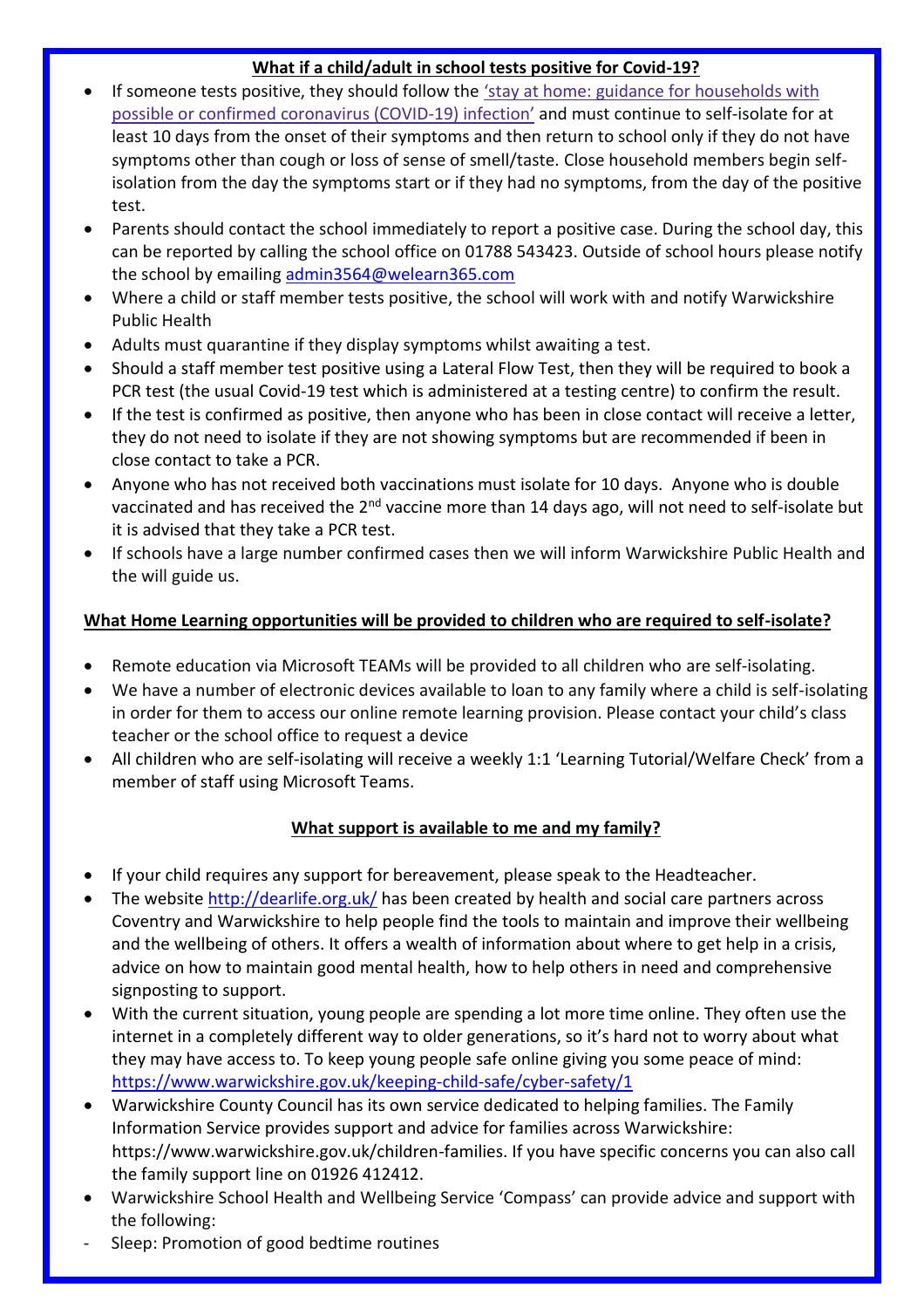## **What if a child/adult in school tests positive for Covid-19?**

- If someone tests positive, they should follow the ['stay at home: guidance for households with possible or confirmed coronavirus (COVID-19) infection'](#) and must continue to self-isolate for at least 10 days from the onset of their symptoms and then return to school only if they do not have symptoms other than cough or loss of sense of smell/taste. Close household members begin self-isolation from the day the symptoms start or if they had no symptoms, from the day of the positive test.
- Parents should contact the school immediately to report a positive case. During the school day, this can be reported by calling the school office on 01788 543423. Outside of school hours please notify the school by emailing admin3564@welearn365.com
- Where a child or staff member tests positive, the school will work with and notify Warwickshire Public Health
- Adults must quarantine if they display symptoms whilst awaiting a test.
- Should a staff member test positive using a Lateral Flow Test, then they will be required to book a PCR test (the usual Covid-19 test which is administered at a testing centre) to confirm the result.
- If the test is confirmed as positive, then anyone who has been in close contact will receive a letter, they do not need to isolate if they are not showing symptoms but are recommended if been in close contact to take a PCR.
- Anyone who has not received both vaccinations must isolate for 10 days. Anyone who is double vaccinated and has received the 2nd vaccine more than 14 days ago, will not need to self-isolate but it is advised that they take a PCR test.
- If schools have a large number confirmed cases then we will inform Warwickshire Public Health and the will guide us.

## **What Home Learning opportunities will be provided to children who are required to self-isolate?**

- Remote education via Microsoft TEAMs will be provided to all children who are self-isolating.
- We have a number of electronic devices available to loan to any family where a child is self-isolating in order for them to access our online remote learning provision. Please contact your child's class teacher or the school office to request a device
- All children who are self-isolating will receive a weekly 1:1 'Learning Tutorial/Welfare Check' from a member of staff using Microsoft Teams.

## **What support is available to me and my family?**

- If your child requires any support for bereavement, please speak to the Headteacher.
- The website http://dearlife.org.uk/ has been created by health and social care partners across Coventry and Warwickshire to help people find the tools to maintain and improve their wellbeing and the wellbeing of others. It offers a wealth of information about where to get help in a crisis, advice on how to maintain good mental health, how to help others in need and comprehensive signposting to support.
- With the current situation, young people are spending a lot more time online. They often use the internet in a completely different way to older generations, so it's hard not to worry about what they may have access to. To keep young people safe online giving you some peace of mind: https://www.warwickshire.gov.uk/keeping-child-safe/cyber-safety/1
- Warwickshire County Council has its own service dedicated to helping families. The Family Information Service provides support and advice for families across Warwickshire: https://www.warwickshire.gov.uk/children-families. If you have specific concerns you can also call the family support line on 01926 412412.
- Warwickshire School Health and Wellbeing Service 'Compass' can provide advice and support with the following:

- Sleep: Promotion of good bedtime routines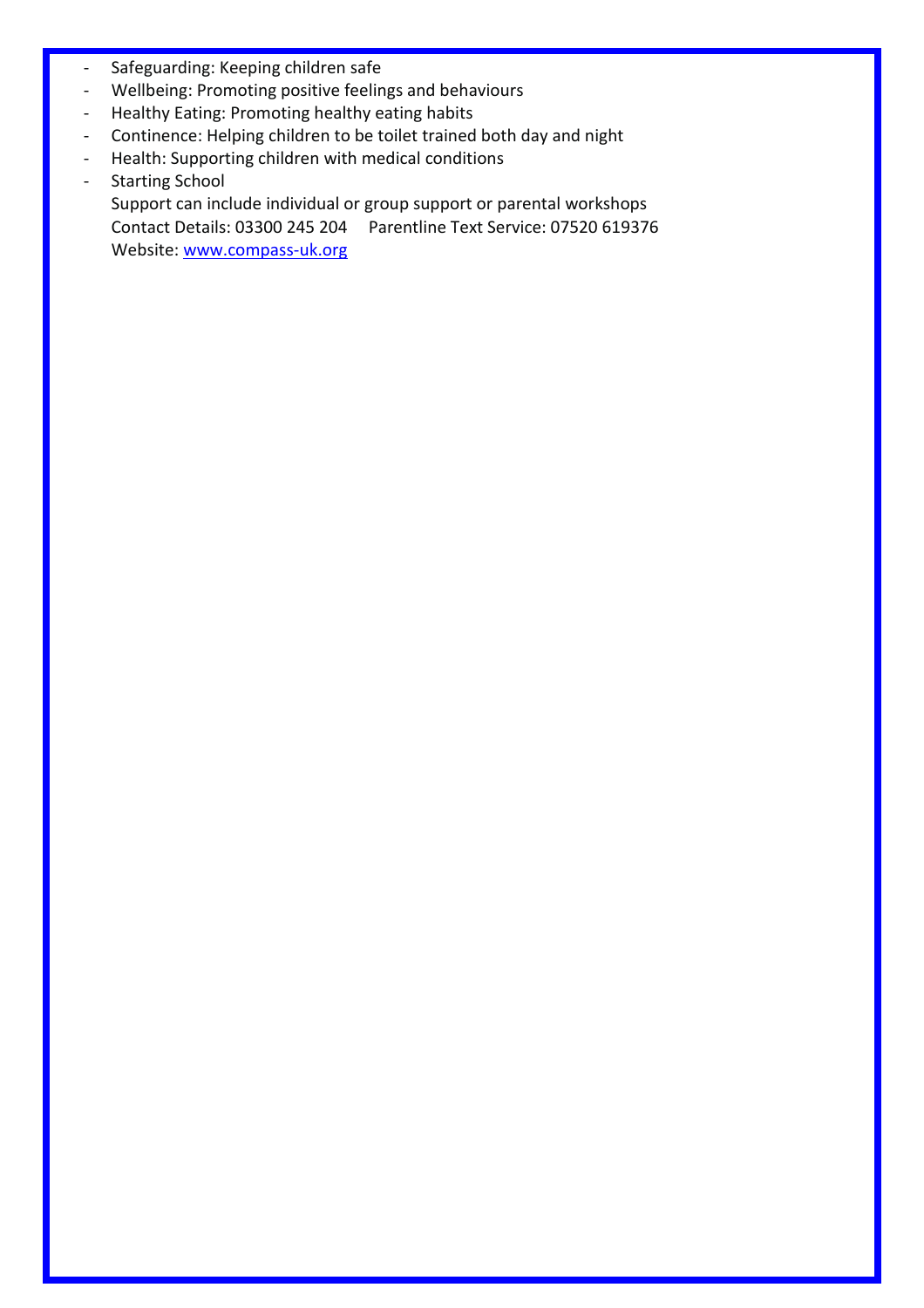- Safeguarding: Keeping children safe
- Wellbeing: Promoting positive feelings and behaviours
- Healthy Eating: Promoting healthy eating habits
- Continence: Helping children to be toilet trained both day and night
- Health: Supporting children with medical conditions
- Starting School

  Support can include individual or group support or parental workshops
  Contact Details: 03300 245 204     Parentline Text Service: 07520 619376
  Website: [www.compass-uk.org](http://www.compass-uk.org)